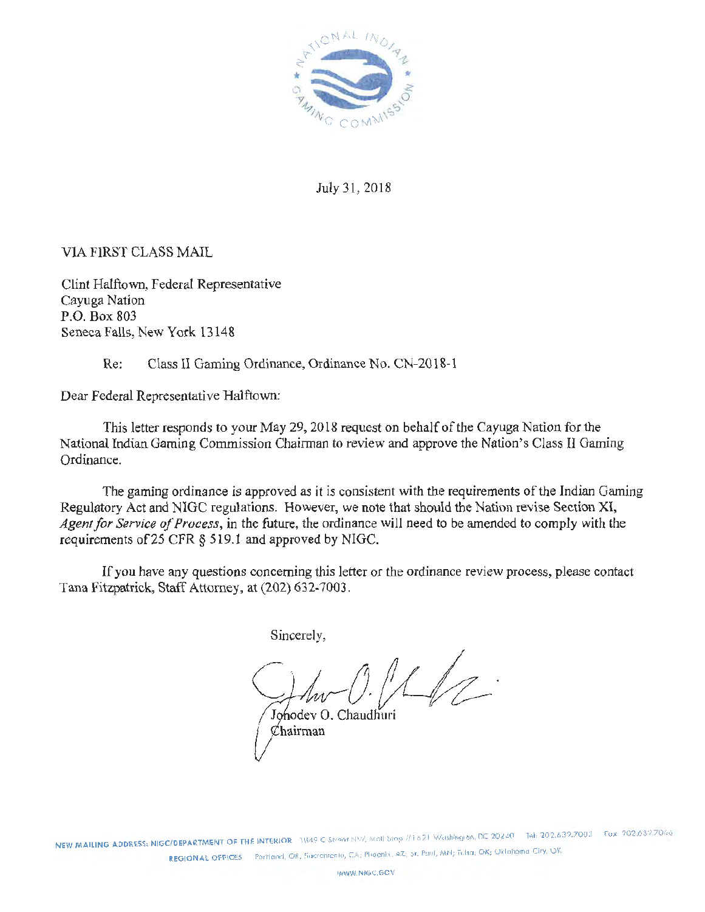July 31, 2018

VIA FIRST CLASS MAIL

Clint Halftown, Federal Representative
Cayuga Nation
P.O. Box 803
Seneca Falls, New York 13148

Re: Class II Gaming Ordinance, Ordinance No. CN-2018-1

Dear Federal Representative Halftown:

This letter responds to your May 29, 2018 request on behalf of the Cayuga Nation for the National Indian Gaming Commission Chairman to review and approve the Nation's Class II Gaming Ordinance.

The gaming ordinance is approved as it is consistent with the requirements of the Indian Gaming Regulatory Act and NIGC regulations. However, we note that should the Nation revise Section XI, *Agent for Service of Process*, in the future, the ordinance will need to be amended to comply with the requirements of 25 CFR § 519.1 and approved by NIGC.

If you have any questions concerning this letter or the ordinance review process, please contact Tana Fitzpatrick, Staff Attorney, at (202) 632-7003.

Sincerely,

Jonodev O. Chaudhuri
Chairman

NEW MAILING ADDRESS: NIGC/DEPARTMENT OF THE INTERIOR 1849 C Street NW, Mail Stop #1621 Washington, DC 20240 Tel: 202.632.7003 Fax: 202.632.7066
REGIONAL OFFICES Portland, OR; Sacramento, CA; Phoenix, AZ; St. Paul, MN; Tulsa, OK; Oklahoma City, OK
WWW.NIGC.GOV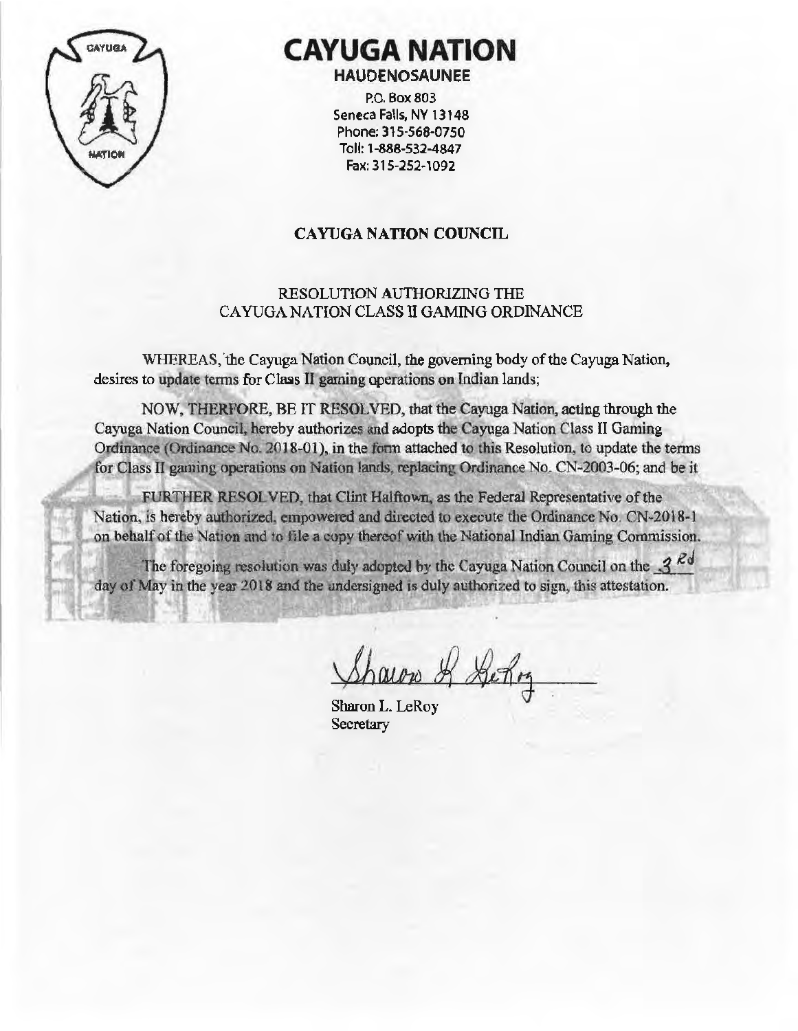# CAYUGA NATION

**HAUDENOSAUNEE**

P.O. Box 803
Seneca Falls, NY 13148
Phone: 315-568-0750
Toll: 1-888-532-4847
Fax: 315-252-1092

## CAYUGA NATION COUNCIL

RESOLUTION AUTHORIZING THE
CAYUGA NATION CLASS II GAMING ORDINANCE

WHEREAS, the Cayuga Nation Council, the governing body of the Cayuga Nation, desires to update terms for Class II gaming operations on Indian lands;

NOW, THERFORE, BE IT RESOLVED, that the Cayuga Nation, acting through the Cayuga Nation Council, hereby authorizes and adopts the Cayuga Nation Class II Gaming Ordinance (Ordinance No. 2018-01), in the form attached to this Resolution, to update the terms for Class II gaming operations on Nation lands, replacing Ordinance No. CN-2003-06; and be it

FURTHER RESOLVED, that Clint Halftown, as the Federal Representative of the Nation, is hereby authorized, empowered and directed to execute the Ordinance No. CN-2018-1 on behalf of the Nation and to file a copy thereof with the National Indian Gaming Commission.

The foregoing resolution was duly adopted by the Cayuga Nation Council on the 3rd day of May in the year 2018 and the undersigned is duly authorized to sign, this attestation.

Sharon L. LeRoy
Secretary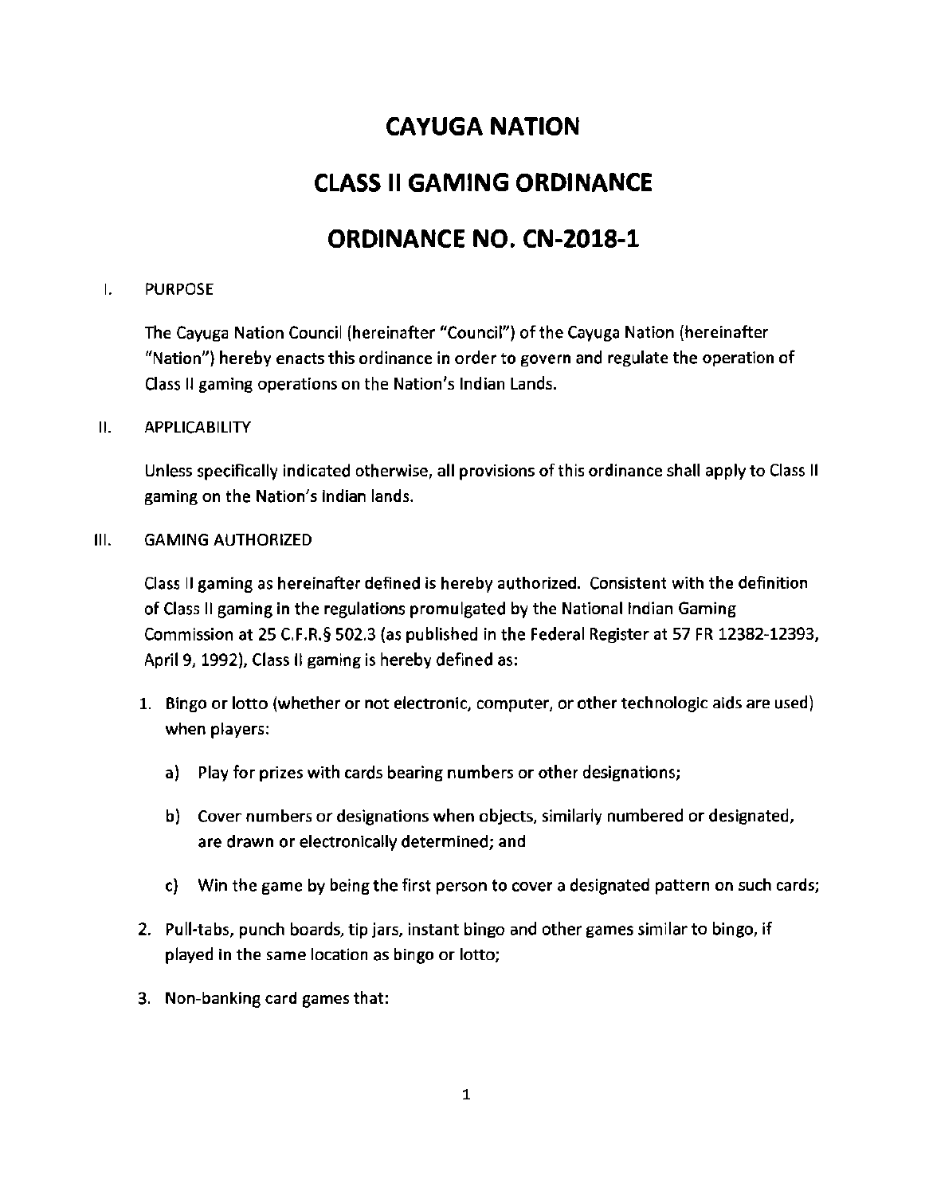# CAYUGA NATION

# CLASS II GAMING ORDINANCE

# ORDINANCE NO. CN-2018-1

## I. PURPOSE

The Cayuga Nation Council (hereinafter "Council") of the Cayuga Nation (hereinafter "Nation") hereby enacts this ordinance in order to govern and regulate the operation of Class II gaming operations on the Nation's Indian Lands.

## II. APPLICABILITY

Unless specifically indicated otherwise, all provisions of this ordinance shall apply to Class II gaming on the Nation's Indian lands.

## III. GAMING AUTHORIZED

Class II gaming as hereinafter defined is hereby authorized. Consistent with the definition of Class II gaming in the regulations promulgated by the National Indian Gaming Commission at 25 C.F.R.§ 502.3 (as published in the Federal Register at 57 FR 12382-12393, April 9, 1992), Class II gaming is hereby defined as:

1. Bingo or lotto (whether or not electronic, computer, or other technologic aids are used) when players:
   a) Play for prizes with cards bearing numbers or other designations;
   b) Cover numbers or designations when objects, similarly numbered or designated, are drawn or electronically determined; and
   c) Win the game by being the first person to cover a designated pattern on such cards;
2. Pull-tabs, punch boards, tip jars, instant bingo and other games similar to bingo, if played in the same location as bingo or lotto;
3. Non-banking card games that: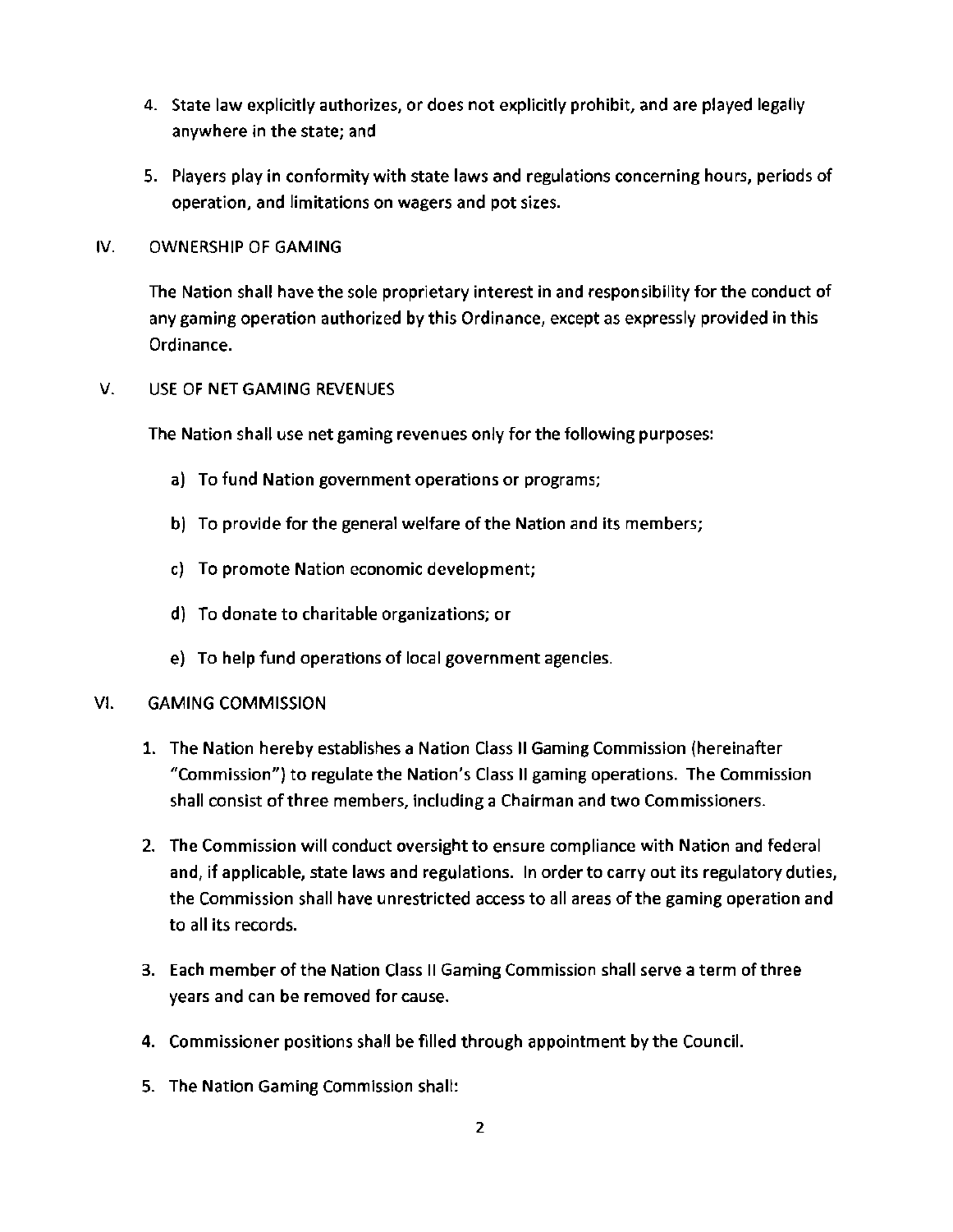4. State law explicitly authorizes, or does not explicitly prohibit, and are played legally anywhere in the state; and

5. Players play in conformity with state laws and regulations concerning hours, periods of operation, and limitations on wagers and pot sizes.

## IV. OWNERSHIP OF GAMING

The Nation shall have the sole proprietary interest in and responsibility for the conduct of any gaming operation authorized by this Ordinance, except as expressly provided in this Ordinance.

## V. USE OF NET GAMING REVENUES

The Nation shall use net gaming revenues only for the following purposes:

a) To fund Nation government operations or programs;

b) To provide for the general welfare of the Nation and its members;

c) To promote Nation economic development;

d) To donate to charitable organizations; or

e) To help fund operations of local government agencies.

## VI. GAMING COMMISSION

1. The Nation hereby establishes a Nation Class II Gaming Commission (hereinafter "Commission") to regulate the Nation's Class II gaming operations. The Commission shall consist of three members, including a Chairman and two Commissioners.

2. The Commission will conduct oversight to ensure compliance with Nation and federal and, if applicable, state laws and regulations. In order to carry out its regulatory duties, the Commission shall have unrestricted access to all areas of the gaming operation and to all its records.

3. Each member of the Nation Class II Gaming Commission shall serve a term of three years and can be removed for cause.

4. Commissioner positions shall be filled through appointment by the Council.

5. The Nation Gaming Commission shall: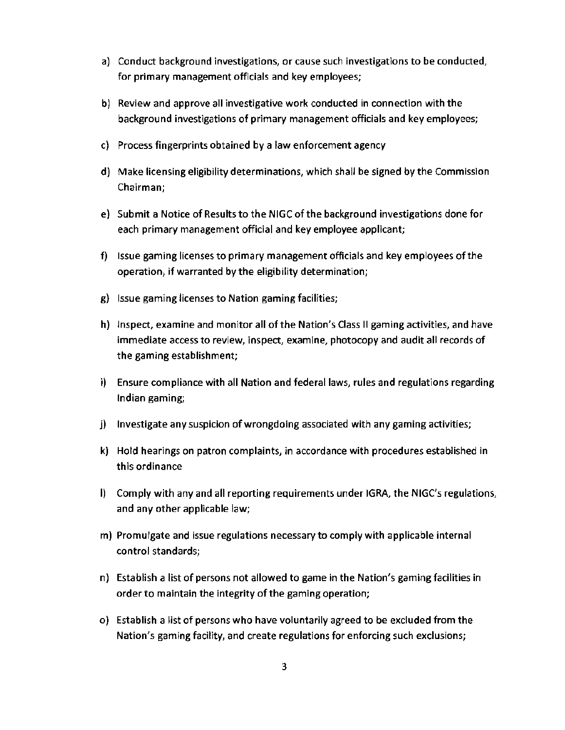a) Conduct background investigations, or cause such investigations to be conducted, for primary management officials and key employees;

b) Review and approve all investigative work conducted in connection with the background investigations of primary management officials and key employees;

c) Process fingerprints obtained by a law enforcement agency

d) Make licensing eligibility determinations, which shall be signed by the Commission Chairman;

e) Submit a Notice of Results to the NIGC of the background investigations done for each primary management official and key employee applicant;

f) Issue gaming licenses to primary management officials and key employees of the operation, if warranted by the eligibility determination;

g) Issue gaming licenses to Nation gaming facilities;

h) Inspect, examine and monitor all of the Nation's Class II gaming activities, and have immediate access to review, inspect, examine, photocopy and audit all records of the gaming establishment;

i) Ensure compliance with all Nation and federal laws, rules and regulations regarding Indian gaming;

j) Investigate any suspicion of wrongdoing associated with any gaming activities;

k) Hold hearings on patron complaints, in accordance with procedures established in this ordinance

l) Comply with any and all reporting requirements under IGRA, the NIGC's regulations, and any other applicable law;

m) Promulgate and issue regulations necessary to comply with applicable internal control standards;

n) Establish a list of persons not allowed to game in the Nation's gaming facilities in order to maintain the integrity of the gaming operation;

o) Establish a list of persons who have voluntarily agreed to be excluded from the Nation's gaming facility, and create regulations for enforcing such exclusions;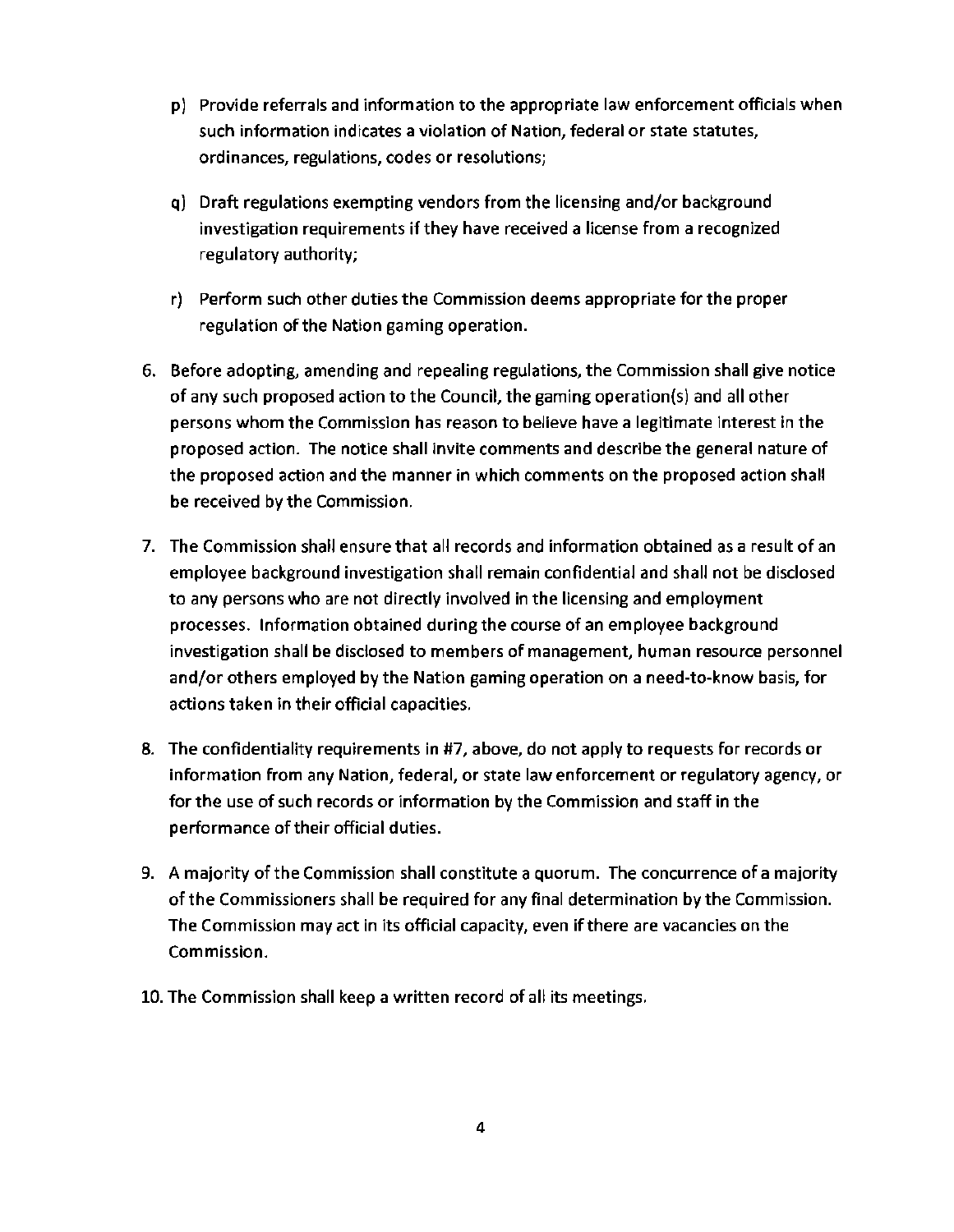p) Provide referrals and information to the appropriate law enforcement officials when such information indicates a violation of Nation, federal or state statutes, ordinances, regulations, codes or resolutions;

q) Draft regulations exempting vendors from the licensing and/or background investigation requirements if they have received a license from a recognized regulatory authority;

r) Perform such other duties the Commission deems appropriate for the proper regulation of the Nation gaming operation.

6. Before adopting, amending and repealing regulations, the Commission shall give notice of any such proposed action to the Council, the gaming operation(s) and all other persons whom the Commission has reason to believe have a legitimate interest in the proposed action. The notice shall invite comments and describe the general nature of the proposed action and the manner in which comments on the proposed action shall be received by the Commission.

7. The Commission shall ensure that all records and information obtained as a result of an employee background investigation shall remain confidential and shall not be disclosed to any persons who are not directly involved in the licensing and employment processes. Information obtained during the course of an employee background investigation shall be disclosed to members of management, human resource personnel and/or others employed by the Nation gaming operation on a need-to-know basis, for actions taken in their official capacities.

8. The confidentiality requirements in #7, above, do not apply to requests for records or information from any Nation, federal, or state law enforcement or regulatory agency, or for the use of such records or information by the Commission and staff in the performance of their official duties.

9. A majority of the Commission shall constitute a quorum. The concurrence of a majority of the Commissioners shall be required for any final determination by the Commission. The Commission may act in its official capacity, even if there are vacancies on the Commission.

10. The Commission shall keep a written record of all its meetings.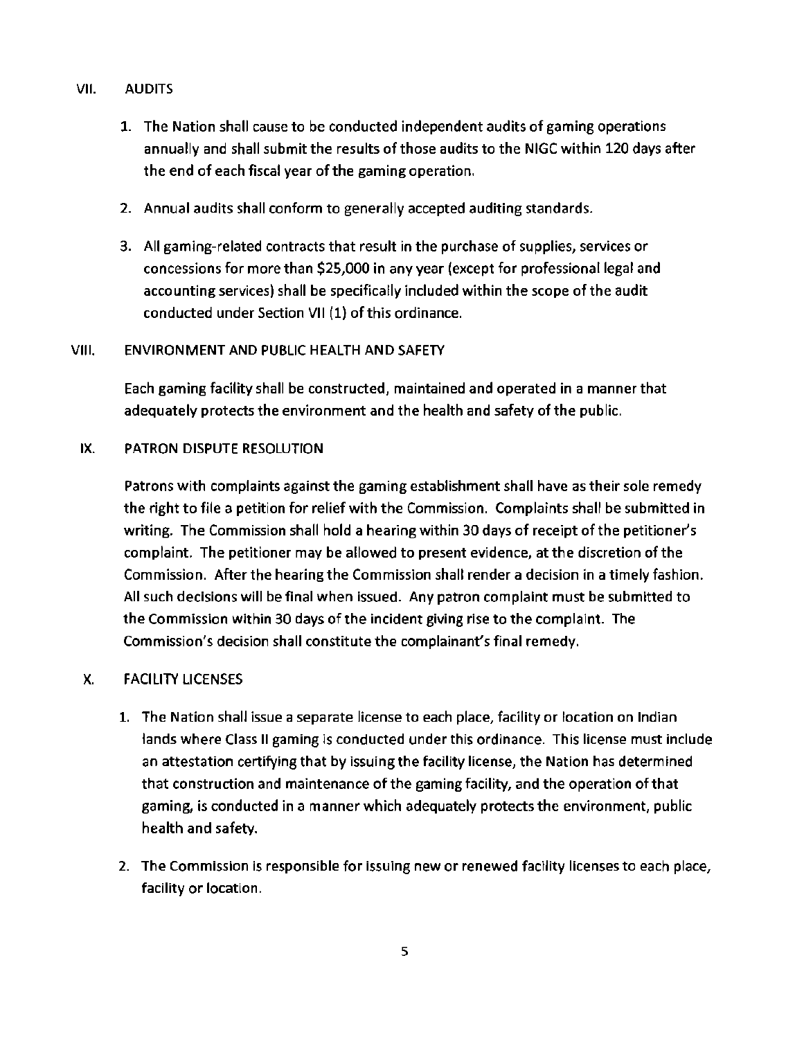## VII. AUDITS

1. The Nation shall cause to be conducted independent audits of gaming operations annually and shall submit the results of those audits to the NIGC within 120 days after the end of each fiscal year of the gaming operation.

2. Annual audits shall conform to generally accepted auditing standards.

3. All gaming-related contracts that result in the purchase of supplies, services or concessions for more than $25,000 in any year (except for professional legal and accounting services) shall be specifically included within the scope of the audit conducted under Section VII (1) of this ordinance.

## VIII. ENVIRONMENT AND PUBLIC HEALTH AND SAFETY

Each gaming facility shall be constructed, maintained and operated in a manner that adequately protects the environment and the health and safety of the public.

## IX. PATRON DISPUTE RESOLUTION

Patrons with complaints against the gaming establishment shall have as their sole remedy the right to file a petition for relief with the Commission. Complaints shall be submitted in writing. The Commission shall hold a hearing within 30 days of receipt of the petitioner's complaint. The petitioner may be allowed to present evidence, at the discretion of the Commission. After the hearing the Commission shall render a decision in a timely fashion. All such decisions will be final when issued. Any patron complaint must be submitted to the Commission within 30 days of the incident giving rise to the complaint. The Commission's decision shall constitute the complainant's final remedy.

## X. FACILITY LICENSES

1. The Nation shall issue a separate license to each place, facility or location on Indian lands where Class II gaming is conducted under this ordinance. This license must include an attestation certifying that by issuing the facility license, the Nation has determined that construction and maintenance of the gaming facility, and the operation of that gaming, is conducted in a manner which adequately protects the environment, public health and safety.

2. The Commission is responsible for issuing new or renewed facility licenses to each place, facility or location.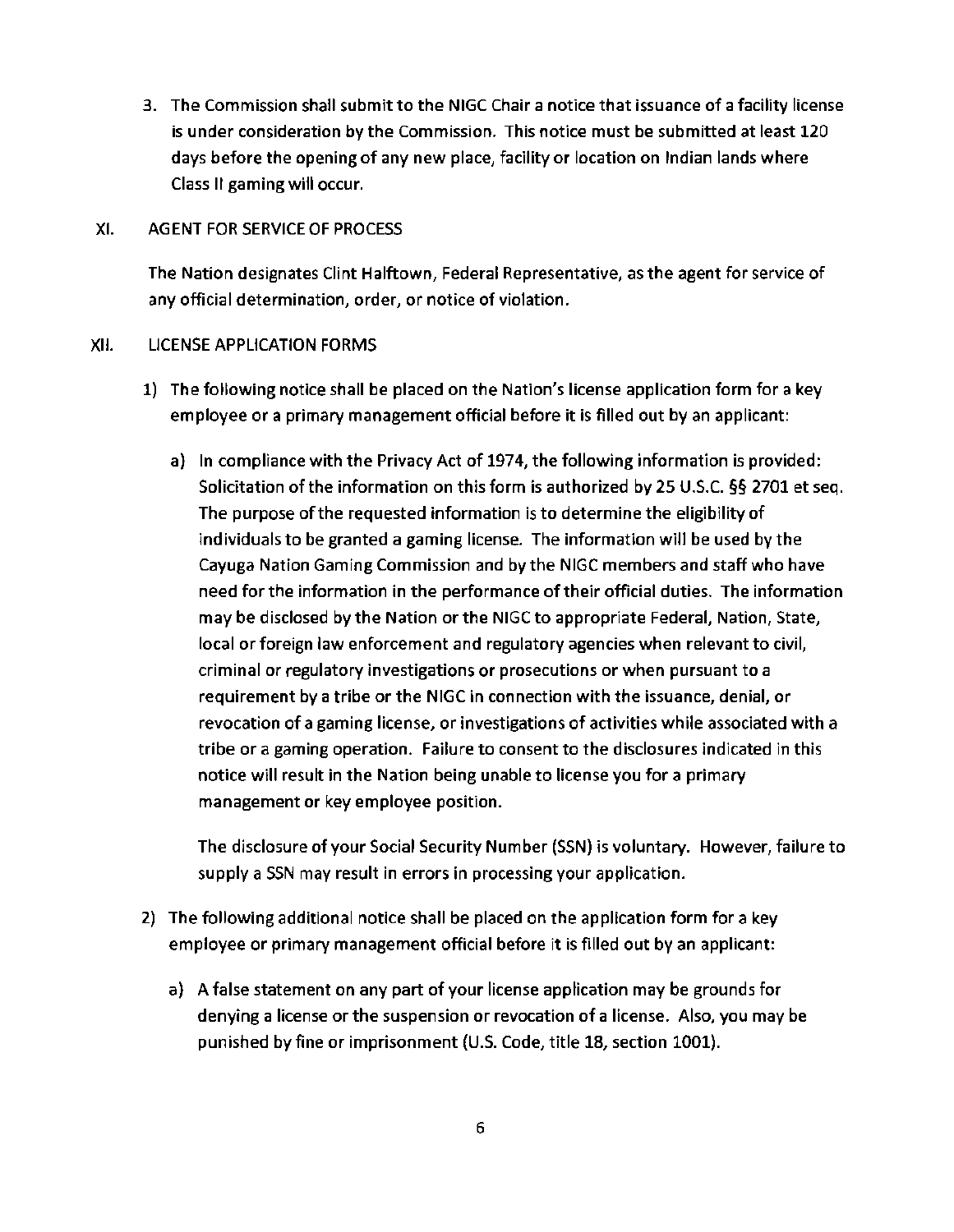3. The Commission shall submit to the NIGC Chair a notice that issuance of a facility license is under consideration by the Commission. This notice must be submitted at least 120 days before the opening of any new place, facility or location on Indian lands where Class II gaming will occur.

## XI. AGENT FOR SERVICE OF PROCESS

The Nation designates Clint Halftown, Federal Representative, as the agent for service of any official determination, order, or notice of violation.

## XII. LICENSE APPLICATION FORMS

1) The following notice shall be placed on the Nation's license application form for a key employee or a primary management official before it is filled out by an applicant:

   a) In compliance with the Privacy Act of 1974, the following information is provided: Solicitation of the information on this form is authorized by 25 U.S.C. §§ 2701 et seq. The purpose of the requested information is to determine the eligibility of individuals to be granted a gaming license. The information will be used by the Cayuga Nation Gaming Commission and by the NIGC members and staff who have need for the information in the performance of their official duties. The information may be disclosed by the Nation or the NIGC to appropriate Federal, Nation, State, local or foreign law enforcement and regulatory agencies when relevant to civil, criminal or regulatory investigations or prosecutions or when pursuant to a requirement by a tribe or the NIGC in connection with the issuance, denial, or revocation of a gaming license, or investigations of activities while associated with a tribe or a gaming operation. Failure to consent to the disclosures indicated in this notice will result in the Nation being unable to license you for a primary management or key employee position.

      The disclosure of your Social Security Number (SSN) is voluntary. However, failure to supply a SSN may result in errors in processing your application.

2) The following additional notice shall be placed on the application form for a key employee or primary management official before it is filled out by an applicant:

   a) A false statement on any part of your license application may be grounds for denying a license or the suspension or revocation of a license. Also, you may be punished by fine or imprisonment (U.S. Code, title 18, section 1001).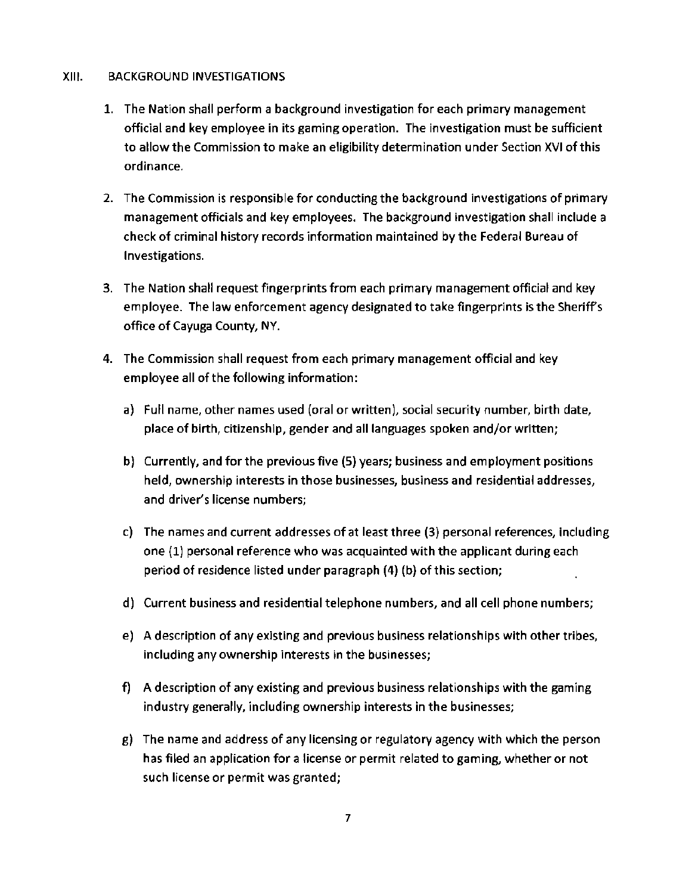## XIII. BACKGROUND INVESTIGATIONS

1. The Nation shall perform a background investigation for each primary management official and key employee in its gaming operation. The investigation must be sufficient to allow the Commission to make an eligibility determination under Section XVI of this ordinance.

2. The Commission is responsible for conducting the background investigations of primary management officials and key employees. The background investigation shall include a check of criminal history records information maintained by the Federal Bureau of Investigations.

3. The Nation shall request fingerprints from each primary management official and key employee. The law enforcement agency designated to take fingerprints is the Sheriff's office of Cayuga County, NY.

4. The Commission shall request from each primary management official and key employee all of the following information:

   a) Full name, other names used (oral or written), social security number, birth date, place of birth, citizenship, gender and all languages spoken and/or written;

   b) Currently, and for the previous five (5) years; business and employment positions held, ownership interests in those businesses, business and residential addresses, and driver's license numbers;

   c) The names and current addresses of at least three (3) personal references, including one (1) personal reference who was acquainted with the applicant during each period of residence listed under paragraph (4) (b) of this section;

   d) Current business and residential telephone numbers, and all cell phone numbers;

   e) A description of any existing and previous business relationships with other tribes, including any ownership interests in the businesses;

   f) A description of any existing and previous business relationships with the gaming industry generally, including ownership interests in the businesses;

   g) The name and address of any licensing or regulatory agency with which the person has filed an application for a license or permit related to gaming, whether or not such license or permit was granted;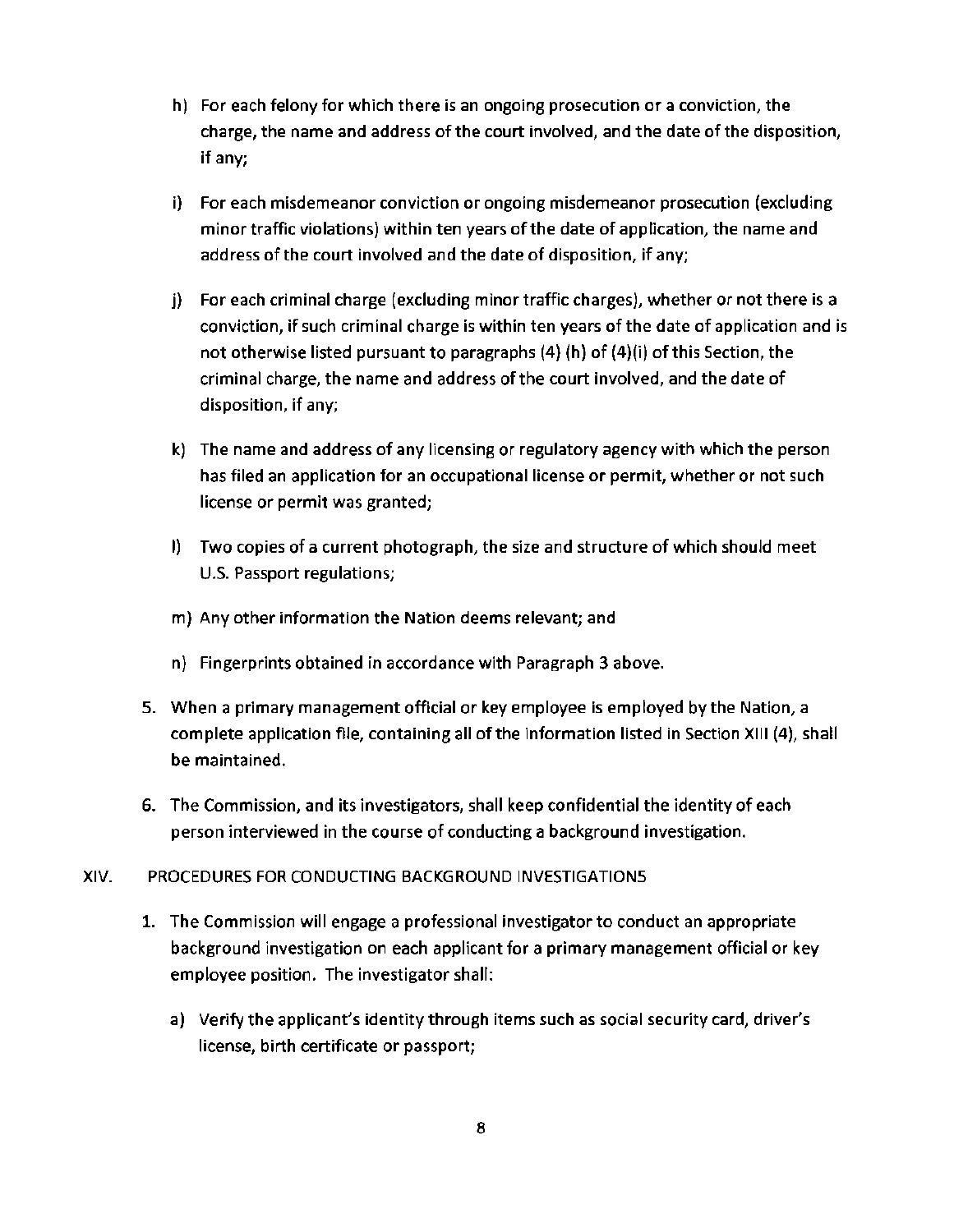h) For each felony for which there is an ongoing prosecution or a conviction, the charge, the name and address of the court involved, and the date of the disposition, if any;

i) For each misdemeanor conviction or ongoing misdemeanor prosecution (excluding minor traffic violations) within ten years of the date of application, the name and address of the court involved and the date of disposition, if any;

j) For each criminal charge (excluding minor traffic charges), whether or not there is a conviction, if such criminal charge is within ten years of the date of application and is not otherwise listed pursuant to paragraphs (4) (h) of (4)(i) of this Section, the criminal charge, the name and address of the court involved, and the date of disposition, if any;

k) The name and address of any licensing or regulatory agency with which the person has filed an application for an occupational license or permit, whether or not such license or permit was granted;

l) Two copies of a current photograph, the size and structure of which should meet U.S. Passport regulations;

m) Any other information the Nation deems relevant; and

n) Fingerprints obtained in accordance with Paragraph 3 above.

5. When a primary management official or key employee is employed by the Nation, a complete application file, containing all of the information listed in Section XIII (4), shall be maintained.

6. The Commission, and its investigators, shall keep confidential the identity of each person interviewed in the course of conducting a background investigation.

## XIV. PROCEDURES FOR CONDUCTING BACKGROUND INVESTIGATIONS

1. The Commission will engage a professional investigator to conduct an appropriate background investigation on each applicant for a primary management official or key employee position. The investigator shall:

   a) Verify the applicant's identity through items such as social security card, driver's license, birth certificate or passport;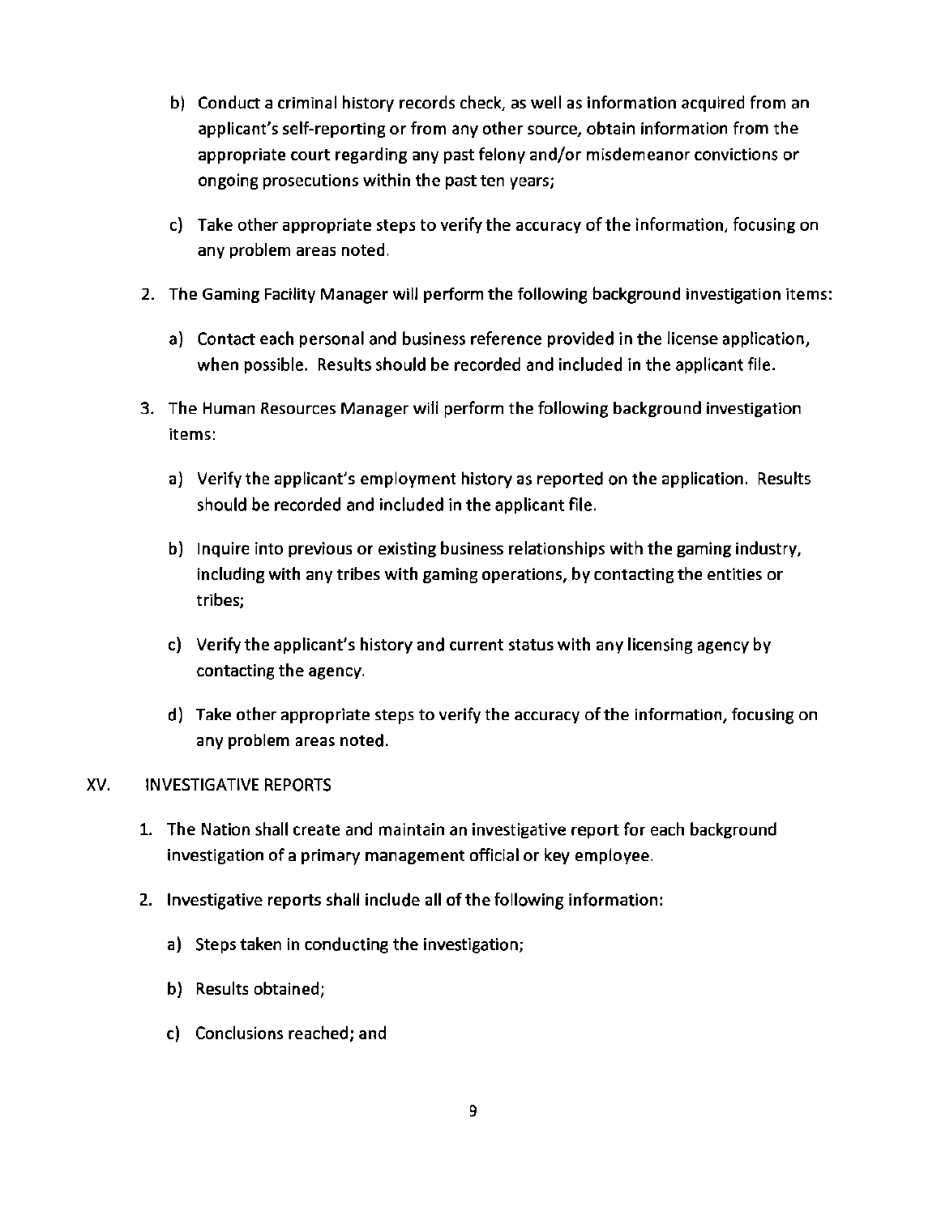b) Conduct a criminal history records check, as well as information acquired from an applicant's self-reporting or from any other source, obtain information from the appropriate court regarding any past felony and/or misdemeanor convictions or ongoing prosecutions within the past ten years;

c) Take other appropriate steps to verify the accuracy of the information, focusing on any problem areas noted.

2. The Gaming Facility Manager will perform the following background investigation items:

   a) Contact each personal and business reference provided in the license application, when possible. Results should be recorded and included in the applicant file.

3. The Human Resources Manager will perform the following background investigation items:

   a) Verify the applicant's employment history as reported on the application. Results should be recorded and included in the applicant file.

   b) Inquire into previous or existing business relationships with the gaming industry, including with any tribes with gaming operations, by contacting the entities or tribes;

   c) Verify the applicant's history and current status with any licensing agency by contacting the agency.

   d) Take other appropriate steps to verify the accuracy of the information, focusing on any problem areas noted.

## XV. INVESTIGATIVE REPORTS

1. The Nation shall create and maintain an investigative report for each background investigation of a primary management official or key employee.

2. Investigative reports shall include all of the following information:

   a) Steps taken in conducting the investigation;

   b) Results obtained;

   c) Conclusions reached; and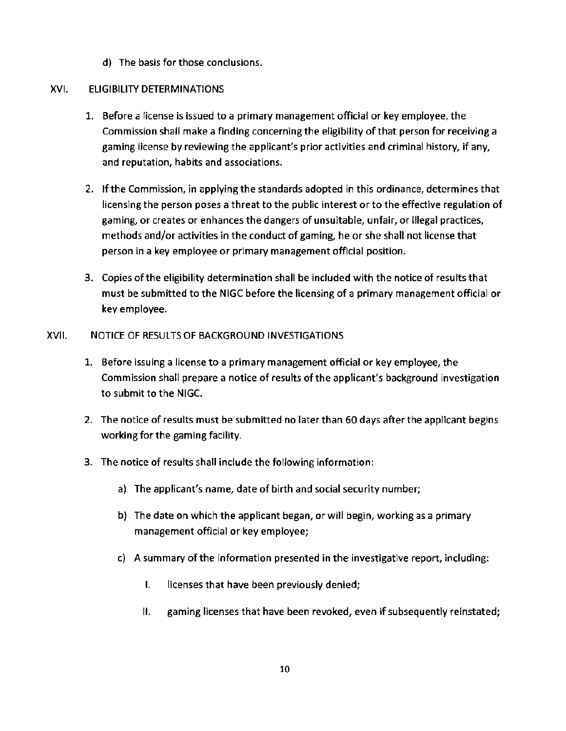d) The basis for those conclusions.

## XVI. ELIGIBILITY DETERMINATIONS

1. Before a license is issued to a primary management official or key employee, the Commission shall make a finding concerning the eligibility of that person for receiving a gaming license by reviewing the applicant's prior activities and criminal history, if any, and reputation, habits and associations.

2. If the Commission, in applying the standards adopted in this ordinance, determines that licensing the person poses a threat to the public interest or to the effective regulation of gaming, or creates or enhances the dangers of unsuitable, unfair, or illegal practices, methods and/or activities in the conduct of gaming, he or she shall not license that person in a key employee or primary management official position.

3. Copies of the eligibility determination shall be included with the notice of results that must be submitted to the NIGC before the licensing of a primary management official or key employee.

## XVII. NOTICE OF RESULTS OF BACKGROUND INVESTIGATIONS

1. Before issuing a license to a primary management official or key employee, the Commission shall prepare a notice of results of the applicant's background investigation to submit to the NIGC.

2. The notice of results must be submitted no later than 60 days after the applicant begins working for the gaming facility.

3. The notice of results shall include the following information:

   a) The applicant's name, date of birth and social security number;

   b) The date on which the applicant began, or will begin, working as a primary management official or key employee;

   c) A summary of the information presented in the investigative report, including:

      I. licenses that have been previously denied;

      II. gaming licenses that have been revoked, even if subsequently reinstated;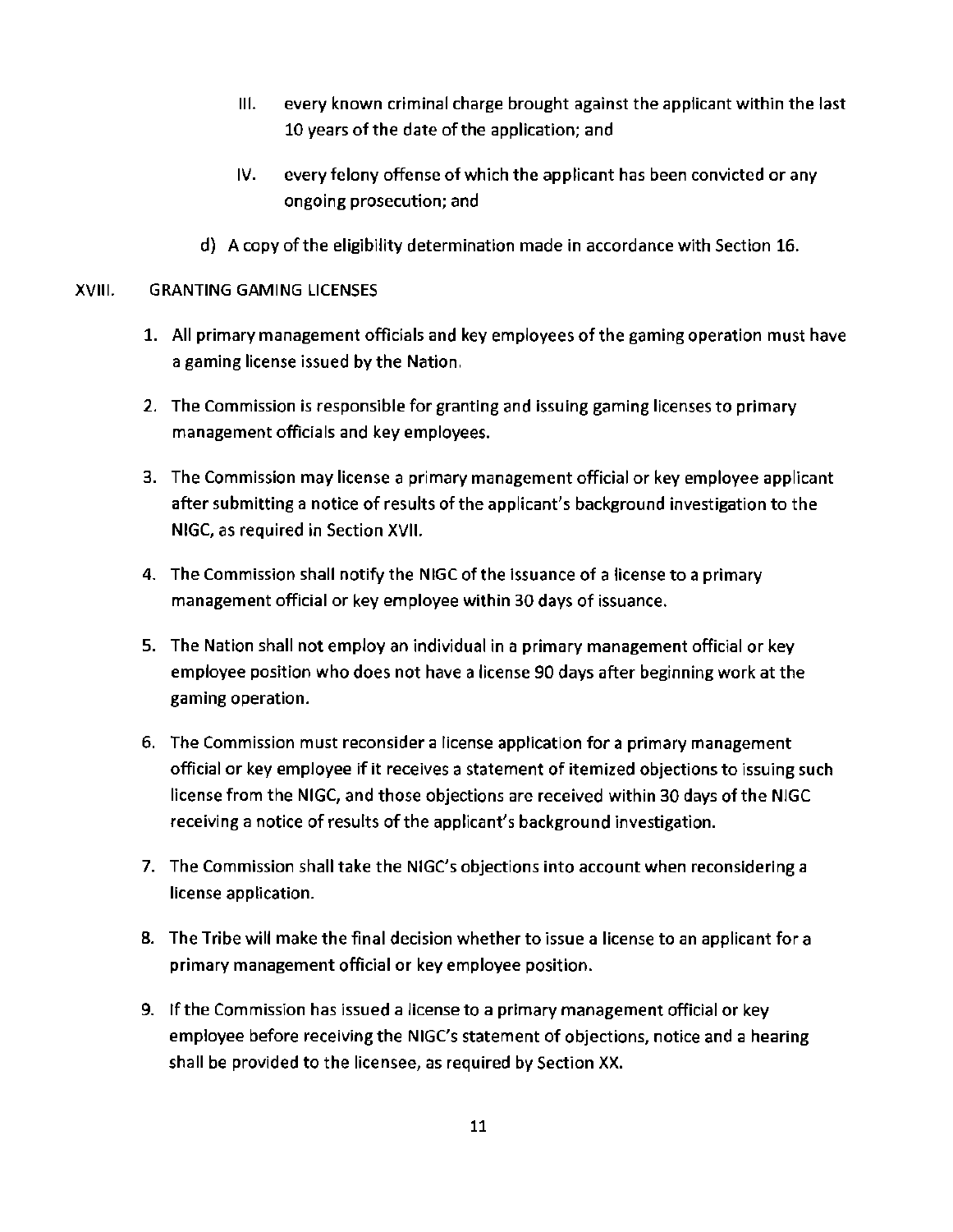III. every known criminal charge brought against the applicant within the last 10 years of the date of the application; and

IV. every felony offense of which the applicant has been convicted or any ongoing prosecution; and

d) A copy of the eligibility determination made in accordance with Section 16.

## XVIII. GRANTING GAMING LICENSES

1. All primary management officials and key employees of the gaming operation must have a gaming license issued by the Nation.
2. The Commission is responsible for granting and issuing gaming licenses to primary management officials and key employees.
3. The Commission may license a primary management official or key employee applicant after submitting a notice of results of the applicant's background investigation to the NIGC, as required in Section XVII.
4. The Commission shall notify the NIGC of the issuance of a license to a primary management official or key employee within 30 days of issuance.
5. The Nation shall not employ an individual in a primary management official or key employee position who does not have a license 90 days after beginning work at the gaming operation.
6. The Commission must reconsider a license application for a primary management official or key employee if it receives a statement of itemized objections to issuing such license from the NIGC, and those objections are received within 30 days of the NIGC receiving a notice of results of the applicant's background investigation.
7. The Commission shall take the NIGC's objections into account when reconsidering a license application.
8. The Tribe will make the final decision whether to issue a license to an applicant for a primary management official or key employee position.
9. If the Commission has issued a license to a primary management official or key employee before receiving the NIGC's statement of objections, notice and a hearing shall be provided to the licensee, as required by Section XX.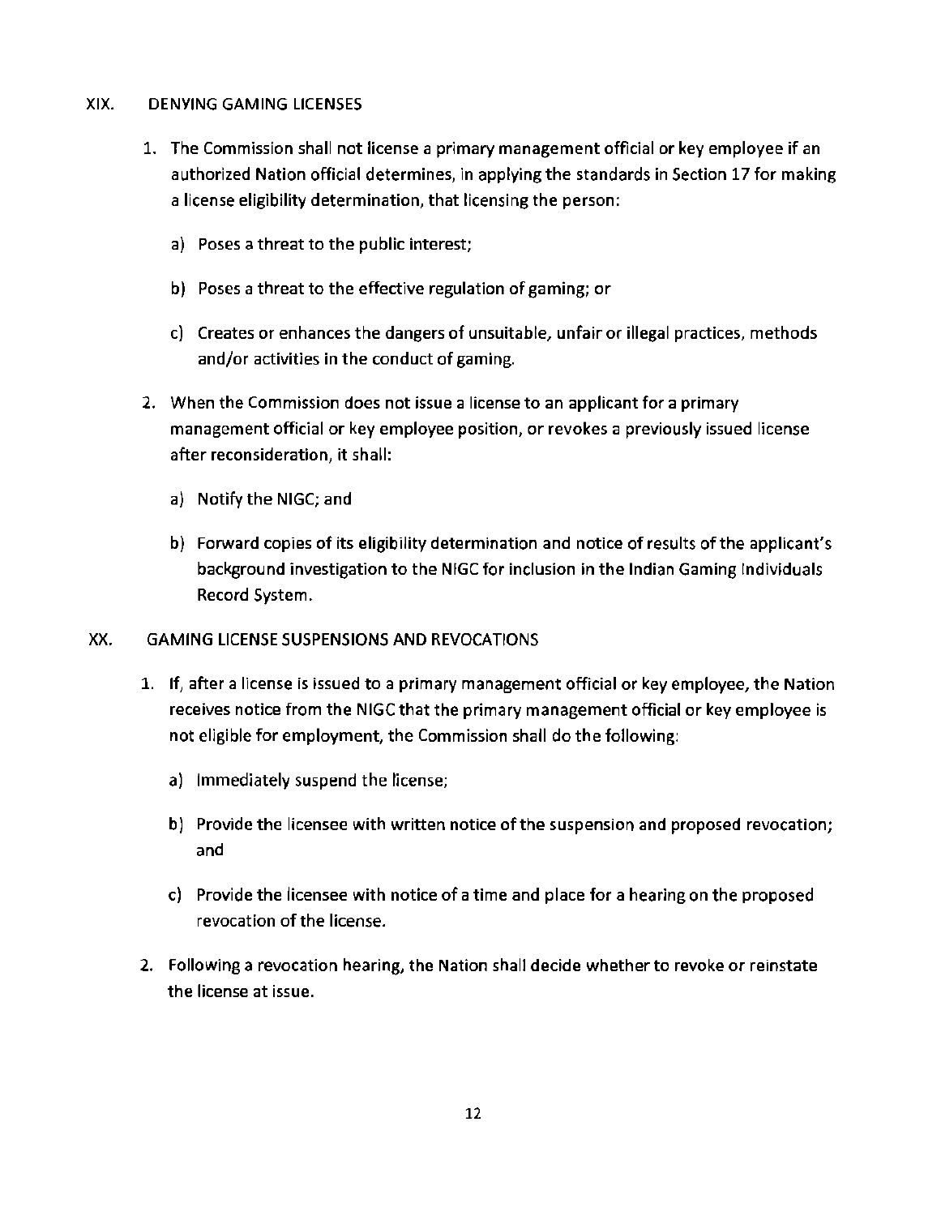## XIX. DENYING GAMING LICENSES

1. The Commission shall not license a primary management official or key employee if an authorized Nation official determines, in applying the standards in Section 17 for making a license eligibility determination, that licensing the person:

   a) Poses a threat to the public interest;

   b) Poses a threat to the effective regulation of gaming; or

   c) Creates or enhances the dangers of unsuitable, unfair or illegal practices, methods and/or activities in the conduct of gaming.

2. When the Commission does not issue a license to an applicant for a primary management official or key employee position, or revokes a previously issued license after reconsideration, it shall:

   a) Notify the NIGC; and

   b) Forward copies of its eligibility determination and notice of results of the applicant's background investigation to the NIGC for inclusion in the Indian Gaming Individuals Record System.

## XX. GAMING LICENSE SUSPENSIONS AND REVOCATIONS

1. If, after a license is issued to a primary management official or key employee, the Nation receives notice from the NIGC that the primary management official or key employee is not eligible for employment, the Commission shall do the following:

   a) Immediately suspend the license;

   b) Provide the licensee with written notice of the suspension and proposed revocation; and

   c) Provide the licensee with notice of a time and place for a hearing on the proposed revocation of the license.

2. Following a revocation hearing, the Nation shall decide whether to revoke or reinstate the license at issue.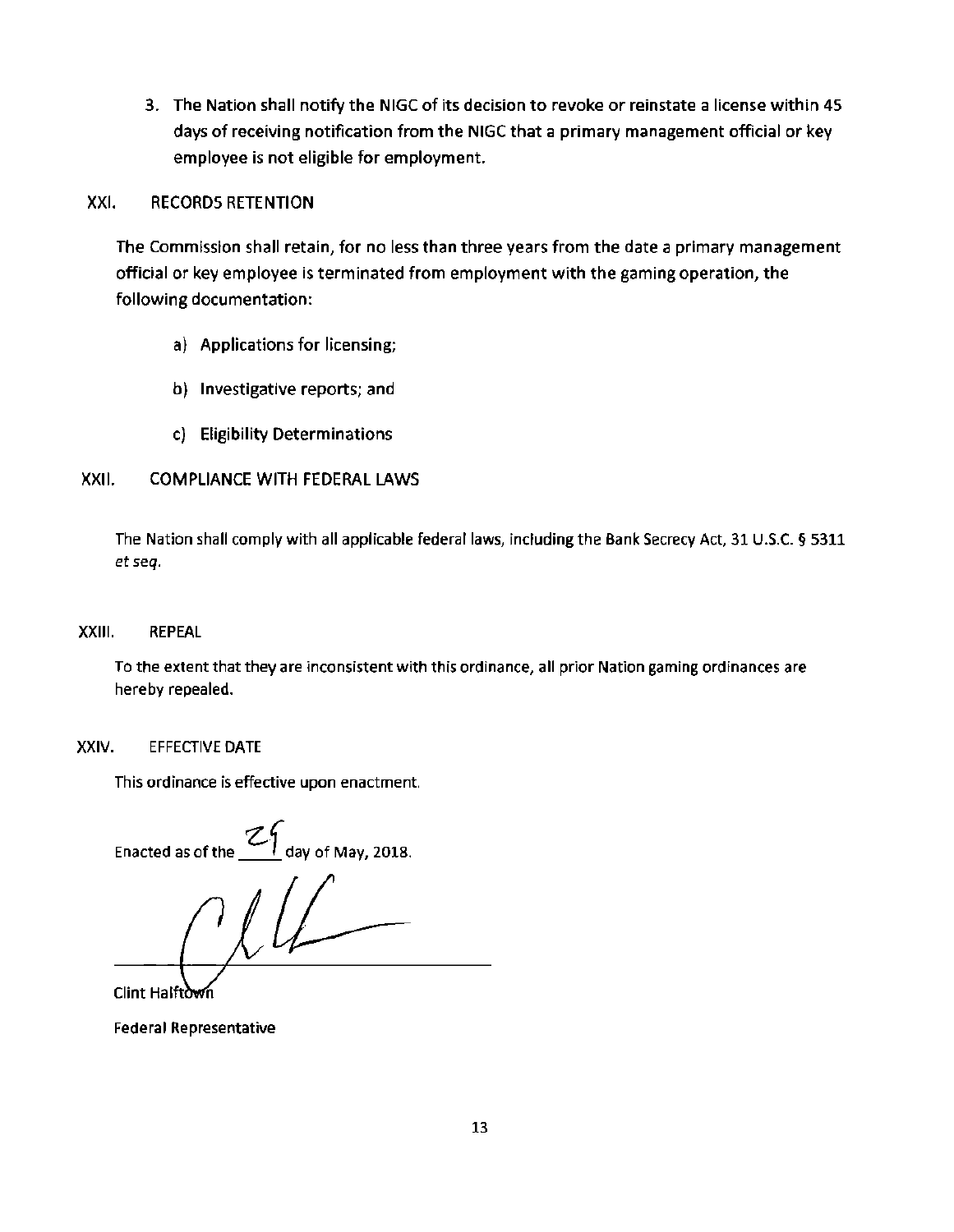3. The Nation shall notify the NIGC of its decision to revoke or reinstate a license within 45 days of receiving notification from the NIGC that a primary management official or key employee is not eligible for employment.

## XXI. RECORDS RETENTION

The Commission shall retain, for no less than three years from the date a primary management official or key employee is terminated from employment with the gaming operation, the following documentation:

a) Applications for licensing;

b) Investigative reports; and

c) Eligibility Determinations

## XXII. COMPLIANCE WITH FEDERAL LAWS

The Nation shall comply with all applicable federal laws, including the Bank Secrecy Act, 31 U.S.C. § 5311 *et seq.*

## XXIII. REPEAL

To the extent that they are inconsistent with this ordinance, all prior Nation gaming ordinances are hereby repealed.

## XXIV. EFFECTIVE DATE

This ordinance is effective upon enactment.

Enacted as of the 29 day of May, 2018.

Clint Halftown

Federal Representative